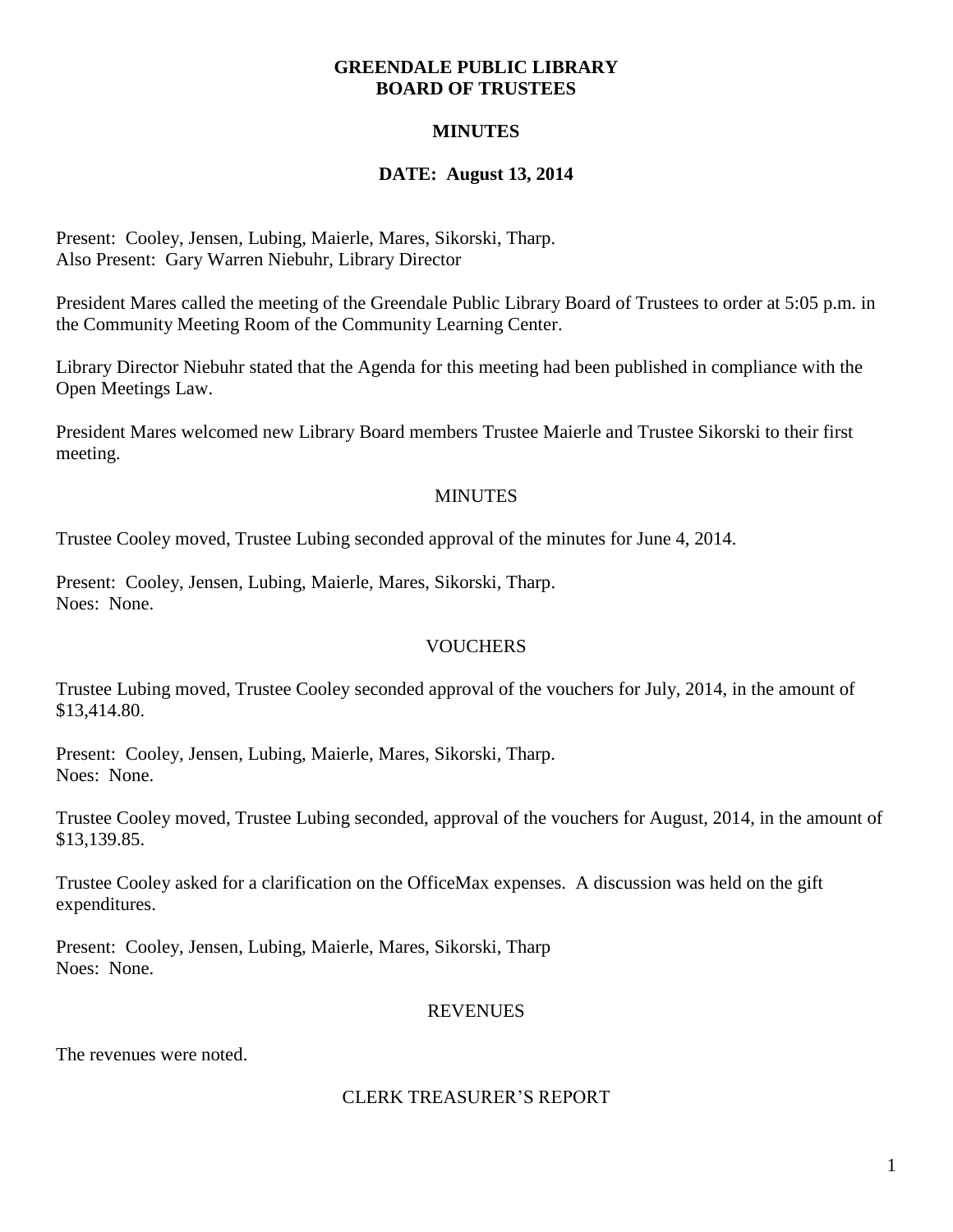# GREENDALE PUBLIC LIBRARY
# BOARD OF TRUSTEES

## MINUTES

## DATE: August 13, 2014

Present: Cooley, Jensen, Lubing, Maierle, Mares, Sikorski, Tharp.
Also Present: Gary Warren Niebuhr, Library Director

President Mares called the meeting of the Greendale Public Library Board of Trustees to order at 5:05 p.m. in the Community Meeting Room of the Community Learning Center.

Library Director Niebuhr stated that the Agenda for this meeting had been published in compliance with the Open Meetings Law.

President Mares welcomed new Library Board members Trustee Maierle and Trustee Sikorski to their first meeting.

### MINUTES

Trustee Cooley moved, Trustee Lubing seconded approval of the minutes for June 4, 2014.

Present: Cooley, Jensen, Lubing, Maierle, Mares, Sikorski, Tharp.
Noes: None.

### VOUCHERS

Trustee Lubing moved, Trustee Cooley seconded approval of the vouchers for July, 2014, in the amount of $13,414.80.

Present: Cooley, Jensen, Lubing, Maierle, Mares, Sikorski, Tharp.
Noes: None.

Trustee Cooley moved, Trustee Lubing seconded, approval of the vouchers for August, 2014, in the amount of $13,139.85.

Trustee Cooley asked for a clarification on the OfficeMax expenses. A discussion was held on the gift expenditures.

Present: Cooley, Jensen, Lubing, Maierle, Mares, Sikorski, Tharp
Noes: None.

### REVENUES

The revenues were noted.

### CLERK TREASURER'S REPORT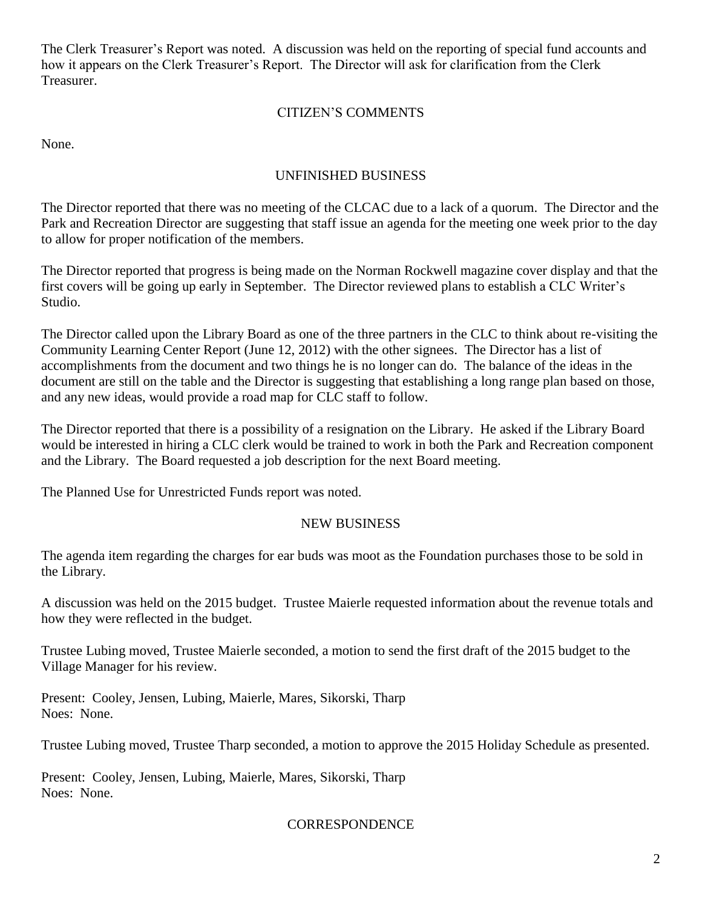The Clerk Treasurer's Report was noted. A discussion was held on the reporting of special fund accounts and how it appears on the Clerk Treasurer's Report. The Director will ask for clarification from the Clerk Treasurer.

## CITIZEN'S COMMENTS

None.

## UNFINISHED BUSINESS

The Director reported that there was no meeting of the CLCAC due to a lack of a quorum. The Director and the Park and Recreation Director are suggesting that staff issue an agenda for the meeting one week prior to the day to allow for proper notification of the members.

The Director reported that progress is being made on the Norman Rockwell magazine cover display and that the first covers will be going up early in September. The Director reviewed plans to establish a CLC Writer's Studio.

The Director called upon the Library Board as one of the three partners in the CLC to think about re-visiting the Community Learning Center Report (June 12, 2012) with the other signees. The Director has a list of accomplishments from the document and two things he is no longer can do. The balance of the ideas in the document are still on the table and the Director is suggesting that establishing a long range plan based on those, and any new ideas, would provide a road map for CLC staff to follow.

The Director reported that there is a possibility of a resignation on the Library. He asked if the Library Board would be interested in hiring a CLC clerk would be trained to work in both the Park and Recreation component and the Library. The Board requested a job description for the next Board meeting.

The Planned Use for Unrestricted Funds report was noted.

## NEW BUSINESS

The agenda item regarding the charges for ear buds was moot as the Foundation purchases those to be sold in the Library.

A discussion was held on the 2015 budget. Trustee Maierle requested information about the revenue totals and how they were reflected in the budget.

Trustee Lubing moved, Trustee Maierle seconded, a motion to send the first draft of the 2015 budget to the Village Manager for his review.

Present: Cooley, Jensen, Lubing, Maierle, Mares, Sikorski, Tharp
Noes: None.

Trustee Lubing moved, Trustee Tharp seconded, a motion to approve the 2015 Holiday Schedule as presented.

Present: Cooley, Jensen, Lubing, Maierle, Mares, Sikorski, Tharp
Noes: None.

## CORRESPONDENCE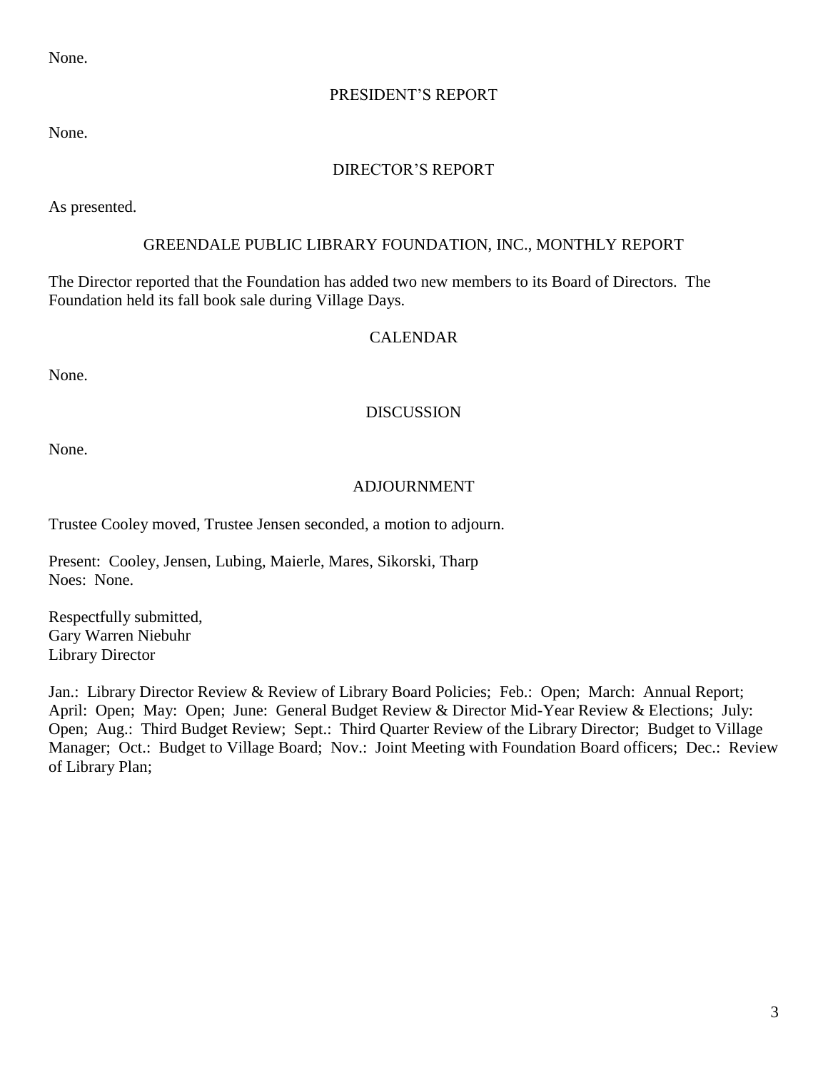None.

## PRESIDENT'S REPORT

None.

## DIRECTOR'S REPORT

As presented.

## GREENDALE PUBLIC LIBRARY FOUNDATION, INC., MONTHLY REPORT

The Director reported that the Foundation has added two new members to its Board of Directors. The Foundation held its fall book sale during Village Days.

## CALENDAR

None.

## DISCUSSION

None.

## ADJOURNMENT

Trustee Cooley moved, Trustee Jensen seconded, a motion to adjourn.

Present: Cooley, Jensen, Lubing, Maierle, Mares, Sikorski, Tharp
Noes: None.

Respectfully submitted,
Gary Warren Niebuhr
Library Director

Jan.: Library Director Review & Review of Library Board Policies; Feb.: Open; March: Annual Report; April: Open; May: Open; June: General Budget Review & Director Mid-Year Review & Elections; July: Open; Aug.: Third Budget Review; Sept.: Third Quarter Review of the Library Director; Budget to Village Manager; Oct.: Budget to Village Board; Nov.: Joint Meeting with Foundation Board officers; Dec.: Review of Library Plan;